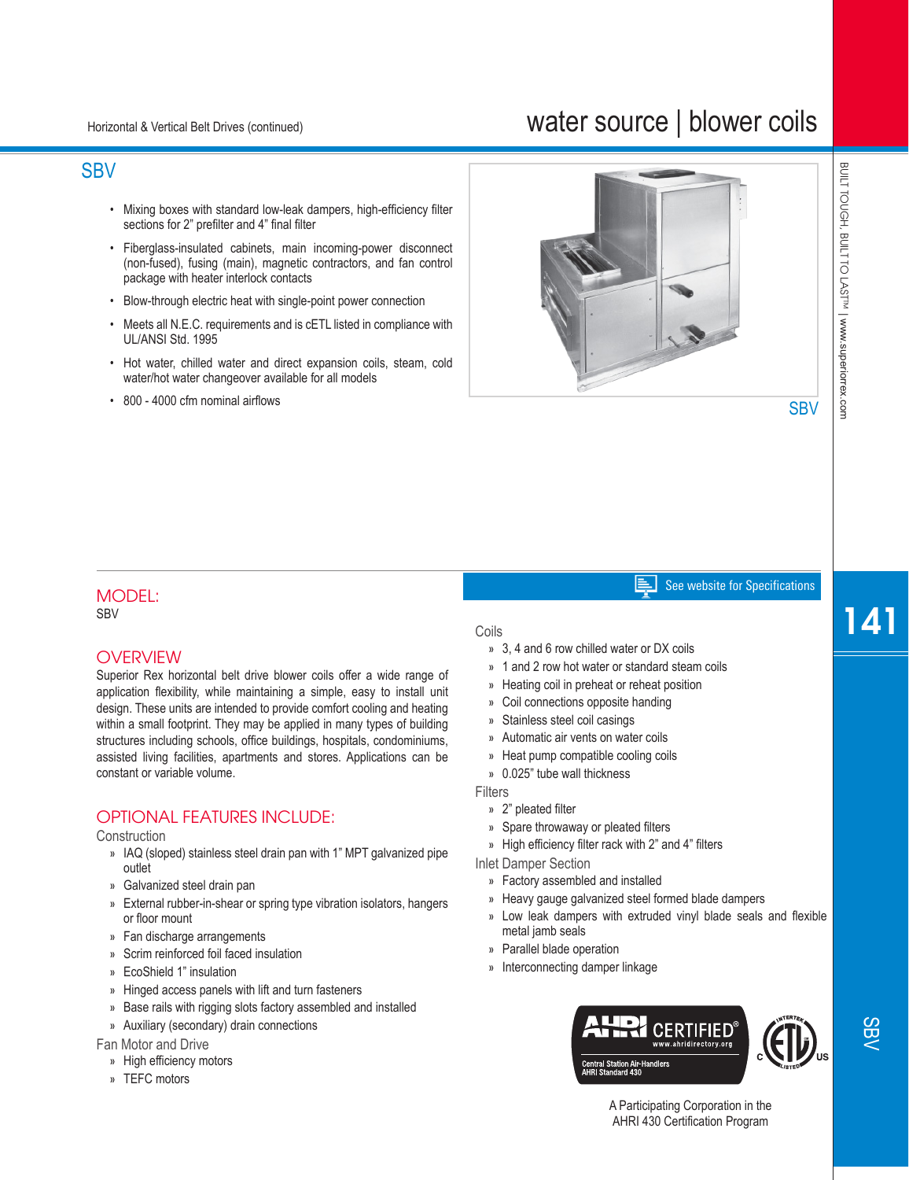# SBV

- Mixing boxes with standard low-leak dampers, high-efficiency filter sections for 2" prefilter and 4" final filter
- Fiberglass-insulated cabinets, main incoming-power disconnect (non-fused), fusing (main), magnetic contractors, and fan control package with heater interlock contacts
- Blow-through electric heat with single-point power connection
- Meets all N.E.C. requirements and is cETL listed in compliance with UL/ANSI Std. 1995
- Hot water, chilled water and direct expansion coils, steam, cold water/hot water changeover available for all models
- 800 - 4000 cfm nominal airflows

SBV

## MODEL:

SBV

## OVERVIEW

Superior Rex horizontal belt drive blower coils offer a wide range of application flexibility, while maintaining a simple, easy to install unit design. These units are intended to provide comfort cooling and heating within a small footprint. They may be applied in many types of building structures including schools, office buildings, hospitals, condominiums, assisted living facilities, apartments and stores. Applications can be constant or variable volume.

## OPTIONAL FEATURES INCLUDE:

### Construction

» IAQ (sloped) stainless steel drain pan with 1" MPT galvanized pipe outlet
» Galvanized steel drain pan
» External rubber-in-shear or spring type vibration isolators, hangers or floor mount
» Fan discharge arrangements
» Scrim reinforced foil faced insulation
» EcoShield 1" insulation
» Hinged access panels with lift and turn fasteners
» Base rails with rigging slots factory assembled and installed
» Auxiliary (secondary) drain connections

### Fan Motor and Drive

» High efficiency motors
» TEFC motors

See website for Specifications

### Coils

» 3, 4 and 6 row chilled water or DX coils
» 1 and 2 row hot water or standard steam coils
» Heating coil in preheat or reheat position
» Coil connections opposite handing
» Stainless steel coil casings
» Automatic air vents on water coils
» Heat pump compatible cooling coils
» 0.025" tube wall thickness

### Filters

» 2" pleated filter
» Spare throwaway or pleated filters
» High efficiency filter rack with 2" and 4" filters

### Inlet Damper Section

» Factory assembled and installed
» Heavy gauge galvanized steel formed blade dampers
» Low leak dampers with extruded vinyl blade seals and flexible metal jamb seals
» Parallel blade operation
» Interconnecting damper linkage

AHRI CERTIFIED® www.ahridirectory.org
Central Station Air-Handlers AHRI Standard 430

A Participating Corporation in the AHRI 430 Certification Program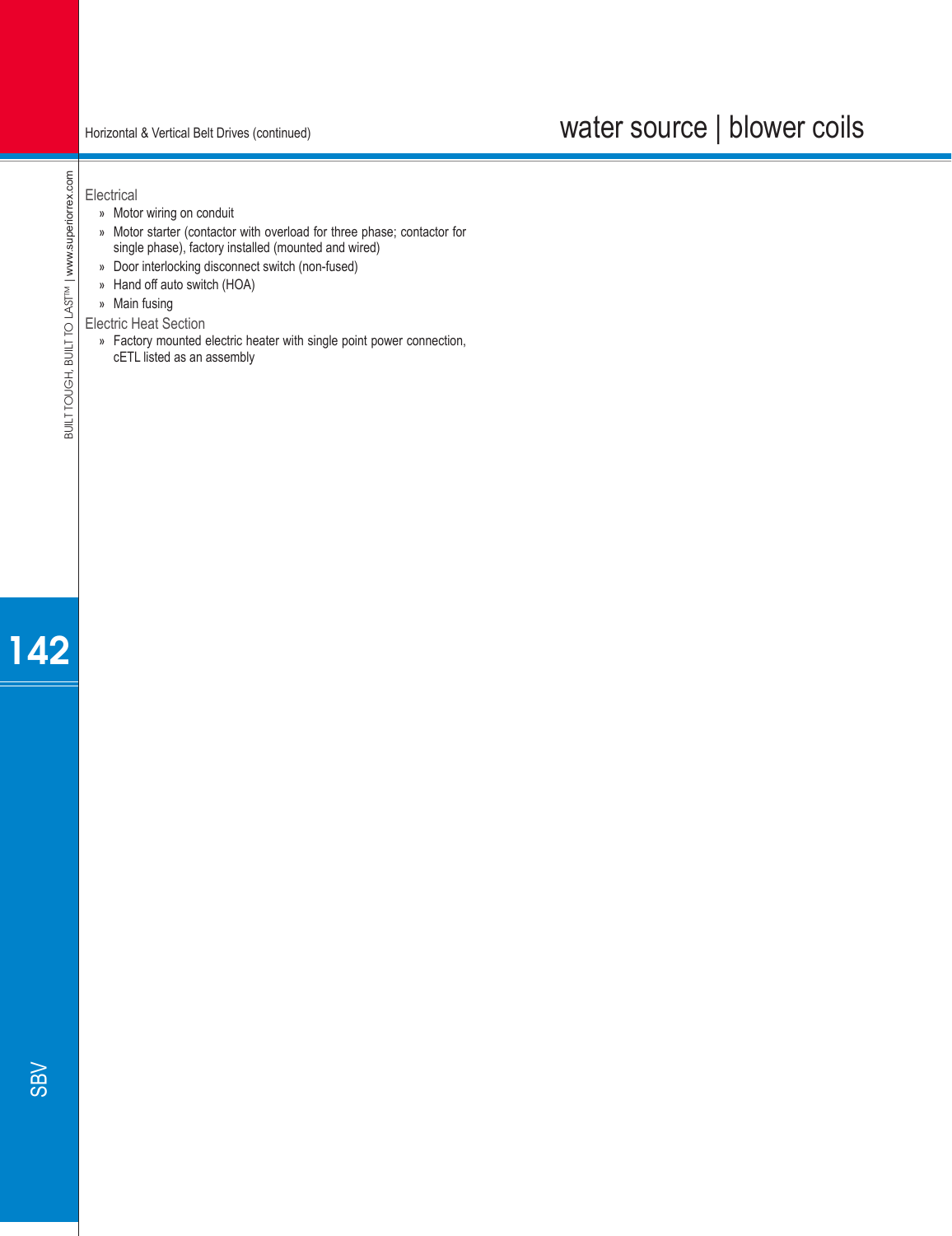Horizontal & Vertical Belt Drives (continued)

### Electrical

- Motor wiring on conduit
- Motor starter (contactor with overload for three phase; contactor for single phase), factory installed (mounted and wired)
- Door interlocking disconnect switch (non-fused)
- Hand off auto switch (HOA)
- Main fusing

### Electric Heat Section

- Factory mounted electric heater with single point power connection, cETL listed as an assembly